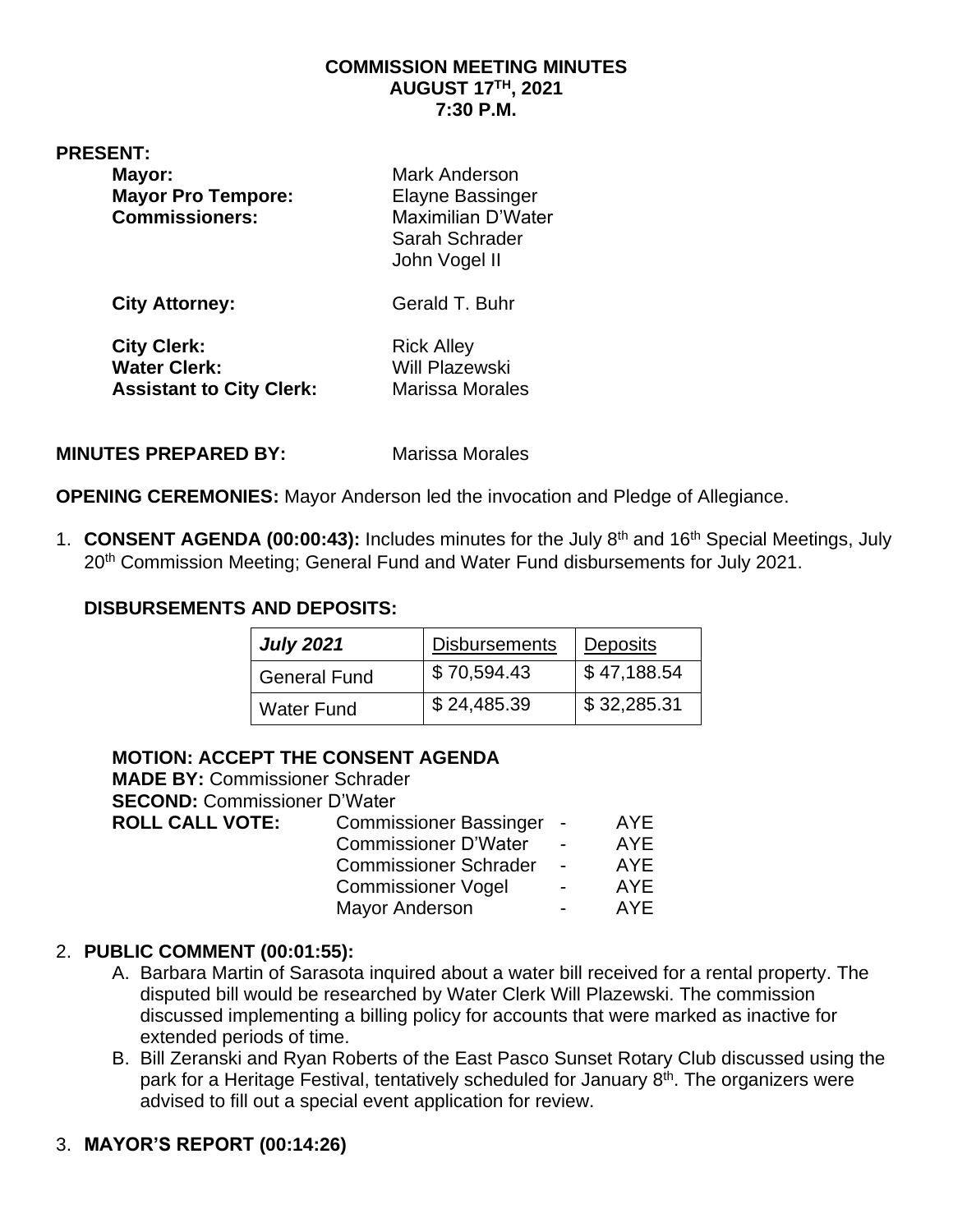**COMMISSION MEETING MINUTES**
**AUGUST 17TH, 2021**
**7:30 P.M.**

**PRESENT:**

| | |
|---|---|
| **Mayor:** | Mark Anderson |
| **Mayor Pro Tempore:** | Elayne Bassinger |
| **Commissioners:** | Maximilian D'Water |
| | Sarah Schrader |
| | John Vogel II |
| **City Attorney:** | Gerald T. Buhr |
| **City Clerk:** | Rick Alley |
| **Water Clerk:** | Will Plazewski |
| **Assistant to City Clerk:** | Marissa Morales |

**MINUTES PREPARED BY:** Marissa Morales

**OPENING CEREMONIES:** Mayor Anderson led the invocation and Pledge of Allegiance.

1. **CONSENT AGENDA (00:00:43):** Includes minutes for the July 8th and 16th Special Meetings, July 20th Commission Meeting; General Fund and Water Fund disbursements for July 2021.

**DISBURSEMENTS AND DEPOSITS:**

| ***July 2021*** | Disbursements | Deposits |
|---|---|---|
| General Fund | $ 70,594.43 | $ 47,188.54 |
| Water Fund | $ 24,485.39 | $ 32,285.31 |

**MOTION: ACCEPT THE CONSENT AGENDA**
**MADE BY:** Commissioner Schrader
**SECOND:** Commissioner D'Water

| **ROLL CALL VOTE:** | | |
|---|---|---|
| | Commissioner Bassinger - | AYE |
| | Commissioner D'Water - | AYE |
| | Commissioner Schrader - | AYE |
| | Commissioner Vogel - | AYE |
| | Mayor Anderson - | AYE |

2. **PUBLIC COMMENT (00:01:55):**
   - A. Barbara Martin of Sarasota inquired about a water bill received for a rental property. The disputed bill would be researched by Water Clerk Will Plazewski. The commission discussed implementing a billing policy for accounts that were marked as inactive for extended periods of time.
   - B. Bill Zeranski and Ryan Roberts of the East Pasco Sunset Rotary Club discussed using the park for a Heritage Festival, tentatively scheduled for January 8th. The organizers were advised to fill out a special event application for review.

3. **MAYOR'S REPORT (00:14:26)**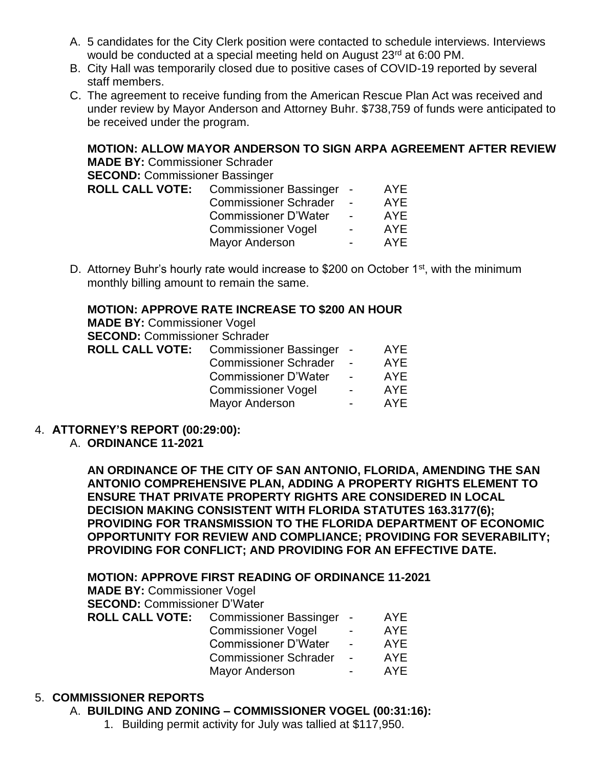A. 5 candidates for the City Clerk position were contacted to schedule interviews. Interviews would be conducted at a special meeting held on August 23rd at 6:00 PM.
B. City Hall was temporarily closed due to positive cases of COVID-19 reported by several staff members.
C. The agreement to receive funding from the American Rescue Plan Act was received and under review by Mayor Anderson and Attorney Buhr. $738,759 of funds were anticipated to be received under the program.

**MOTION: ALLOW MAYOR ANDERSON TO SIGN ARPA AGREEMENT AFTER REVIEW**
**MADE BY:** Commissioner Schrader
**SECOND:** Commissioner Bassinger

| **ROLL CALL VOTE:** | Commissioner Bassinger | - | AYE |
|---|---|---|---|
| | Commissioner Schrader | - | AYE |
| | Commissioner D'Water | - | AYE |
| | Commissioner Vogel | - | AYE |
| | Mayor Anderson | - | AYE |

D. Attorney Buhr's hourly rate would increase to $200 on October 1st, with the minimum monthly billing amount to remain the same.

**MOTION: APPROVE RATE INCREASE TO $200 AN HOUR**
**MADE BY:** Commissioner Vogel
**SECOND:** Commissioner Schrader

| **ROLL CALL VOTE:** | Commissioner Bassinger | - | AYE |
|---|---|---|---|
| | Commissioner Schrader | - | AYE |
| | Commissioner D'Water | - | AYE |
| | Commissioner Vogel | - | AYE |
| | Mayor Anderson | - | AYE |

4. **ATTORNEY'S REPORT (00:29:00):**

   A. **ORDINANCE 11-2021**

**AN ORDINANCE OF THE CITY OF SAN ANTONIO, FLORIDA, AMENDING THE SAN ANTONIO COMPREHENSIVE PLAN, ADDING A PROPERTY RIGHTS ELEMENT TO ENSURE THAT PRIVATE PROPERTY RIGHTS ARE CONSIDERED IN LOCAL DECISION MAKING CONSISTENT WITH FLORIDA STATUTES 163.3177(6); PROVIDING FOR TRANSMISSION TO THE FLORIDA DEPARTMENT OF ECONOMIC OPPORTUNITY FOR REVIEW AND COMPLIANCE; PROVIDING FOR SEVERABILITY; PROVIDING FOR CONFLICT; AND PROVIDING FOR AN EFFECTIVE DATE.**

**MOTION: APPROVE FIRST READING OF ORDINANCE 11-2021**
**MADE BY:** Commissioner Vogel
**SECOND:** Commissioner D'Water

| **ROLL CALL VOTE:** | Commissioner Bassinger | - | AYE |
|---|---|---|---|
| | Commissioner Vogel | - | AYE |
| | Commissioner D'Water | - | AYE |
| | Commissioner Schrader | - | AYE |
| | Mayor Anderson | - | AYE |

5. **COMMISSIONER REPORTS**

   A. **BUILDING AND ZONING – COMMISSIONER VOGEL (00:31:16):**

      1. Building permit activity for July was tallied at $117,950.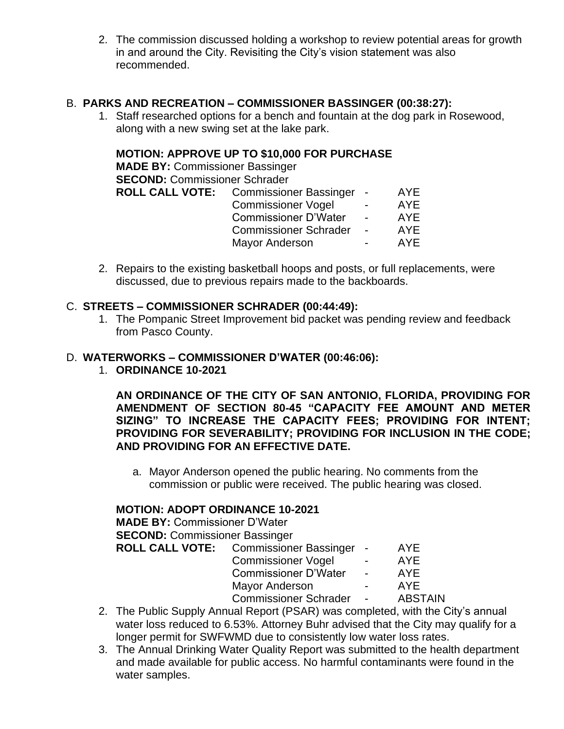2. The commission discussed holding a workshop to review potential areas for growth in and around the City. Revisiting the City's vision statement was also recommended.

B. **PARKS AND RECREATION – COMMISSIONER BASSINGER (00:38:27):**

1. Staff researched options for a bench and fountain at the dog park in Rosewood, along with a new swing set at the lake park.

**MOTION: APPROVE UP TO $10,000 FOR PURCHASE**
**MADE BY:** Commissioner Bassinger
**SECOND:** Commissioner Schrader

| **ROLL CALL VOTE:** | Commissioner Bassinger | - | AYE |
|---|---|---|---|
| | Commissioner Vogel | - | AYE |
| | Commissioner D'Water | - | AYE |
| | Commissioner Schrader | - | AYE |
| | Mayor Anderson | - | AYE |

2. Repairs to the existing basketball hoops and posts, or full replacements, were discussed, due to previous repairs made to the backboards.

C. **STREETS – COMMISSIONER SCHRADER (00:44:49):**

1. The Pompanic Street Improvement bid packet was pending review and feedback from Pasco County.

D. **WATERWORKS – COMMISSIONER D'WATER (00:46:06):**

1. **ORDINANCE 10-2021**

**AN ORDINANCE OF THE CITY OF SAN ANTONIO, FLORIDA, PROVIDING FOR AMENDMENT OF SECTION 80-45 "CAPACITY FEE AMOUNT AND METER SIZING" TO INCREASE THE CAPACITY FEES; PROVIDING FOR INTENT; PROVIDING FOR SEVERABILITY; PROVIDING FOR INCLUSION IN THE CODE; AND PROVIDING FOR AN EFFECTIVE DATE.**

a. Mayor Anderson opened the public hearing. No comments from the commission or public were received. The public hearing was closed.

**MOTION: ADOPT ORDINANCE 10-2021**
**MADE BY:** Commissioner D'Water
**SECOND:** Commissioner Bassinger

| **ROLL CALL VOTE:** | Commissioner Bassinger | - | AYE |
|---|---|---|---|
| | Commissioner Vogel | - | AYE |
| | Commissioner D'Water | - | AYE |
| | Mayor Anderson | - | AYE |
| | Commissioner Schrader | - | ABSTAIN |

2. The Public Supply Annual Report (PSAR) was completed, with the City's annual water loss reduced to 6.53%. Attorney Buhr advised that the City may qualify for a longer permit for SWFWMD due to consistently low water loss rates.
3. The Annual Drinking Water Quality Report was submitted to the health department and made available for public access. No harmful contaminants were found in the water samples.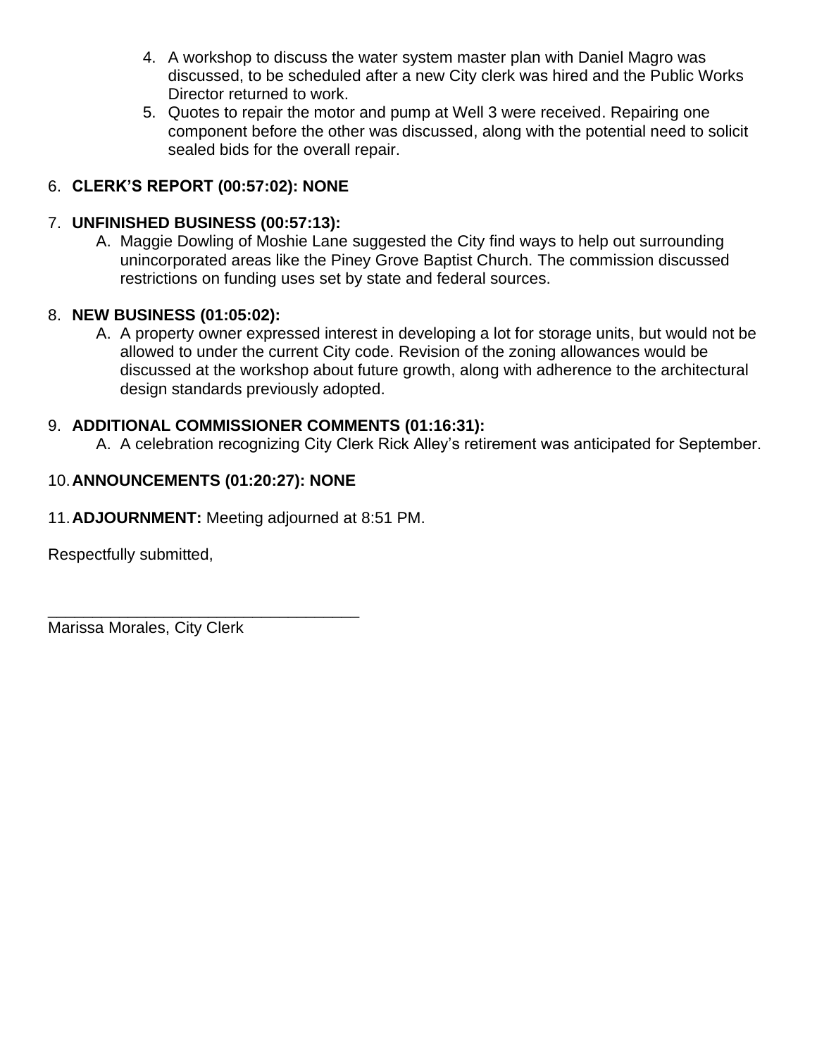4. A workshop to discuss the water system master plan with Daniel Magro was discussed, to be scheduled after a new City clerk was hired and the Public Works Director returned to work.
5. Quotes to repair the motor and pump at Well 3 were received. Repairing one component before the other was discussed, along with the potential need to solicit sealed bids for the overall repair.

6. **CLERK'S REPORT (00:57:02): NONE**

7. **UNFINISHED BUSINESS (00:57:13):**
   A. Maggie Dowling of Moshie Lane suggested the City find ways to help out surrounding unincorporated areas like the Piney Grove Baptist Church. The commission discussed restrictions on funding uses set by state and federal sources.

8. **NEW BUSINESS (01:05:02):**
   A. A property owner expressed interest in developing a lot for storage units, but would not be allowed to under the current City code. Revision of the zoning allowances would be discussed at the workshop about future growth, along with adherence to the architectural design standards previously adopted.

9. **ADDITIONAL COMMISSIONER COMMENTS (01:16:31):**
   A. A celebration recognizing City Clerk Rick Alley's retirement was anticipated for September.

10. **ANNOUNCEMENTS (01:20:27): NONE**

11. **ADJOURNMENT:** Meeting adjourned at 8:51 PM.

Respectfully submitted,

___________________________________
Marissa Morales, City Clerk